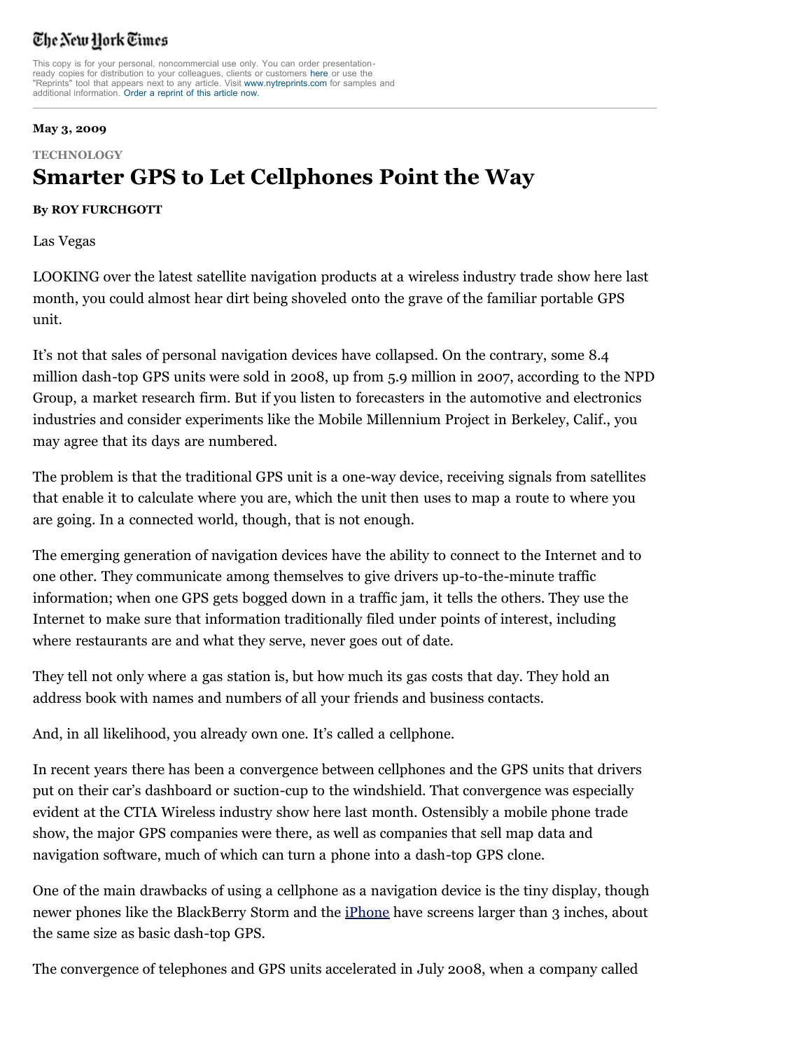The New York Times

This copy is for your personal, noncommercial use only. You can order presentation-ready copies for distribution to your colleagues, clients or customers here or use the "Reprints" tool that appears next to any article. Visit www.nytreprints.com for samples and additional information. Order a reprint of this article now.

---

**May 3, 2009**

TECHNOLOGY

# Smarter GPS to Let Cellphones Point the Way

**By ROY FURCHGOTT**

Las Vegas

LOOKING over the latest satellite navigation products at a wireless industry trade show here last month, you could almost hear dirt being shoveled onto the grave of the familiar portable GPS unit.

It's not that sales of personal navigation devices have collapsed. On the contrary, some 8.4 million dash-top GPS units were sold in 2008, up from 5.9 million in 2007, according to the NPD Group, a market research firm. But if you listen to forecasters in the automotive and electronics industries and consider experiments like the Mobile Millennium Project in Berkeley, Calif., you may agree that its days are numbered.

The problem is that the traditional GPS unit is a one-way device, receiving signals from satellites that enable it to calculate where you are, which the unit then uses to map a route to where you are going. In a connected world, though, that is not enough.

The emerging generation of navigation devices have the ability to connect to the Internet and to one other. They communicate among themselves to give drivers up-to-the-minute traffic information; when one GPS gets bogged down in a traffic jam, it tells the others. They use the Internet to make sure that information traditionally filed under points of interest, including where restaurants are and what they serve, never goes out of date.

They tell not only where a gas station is, but how much its gas costs that day. They hold an address book with names and numbers of all your friends and business contacts.

And, in all likelihood, you already own one. It's called a cellphone.

In recent years there has been a convergence between cellphones and the GPS units that drivers put on their car's dashboard or suction-cup to the windshield. That convergence was especially evident at the CTIA Wireless industry show here last month. Ostensibly a mobile phone trade show, the major GPS companies were there, as well as companies that sell map data and navigation software, much of which can turn a phone into a dash-top GPS clone.

One of the main drawbacks of using a cellphone as a navigation device is the tiny display, though newer phones like the BlackBerry Storm and the iPhone have screens larger than 3 inches, about the same size as basic dash-top GPS.

The convergence of telephones and GPS units accelerated in July 2008, when a company called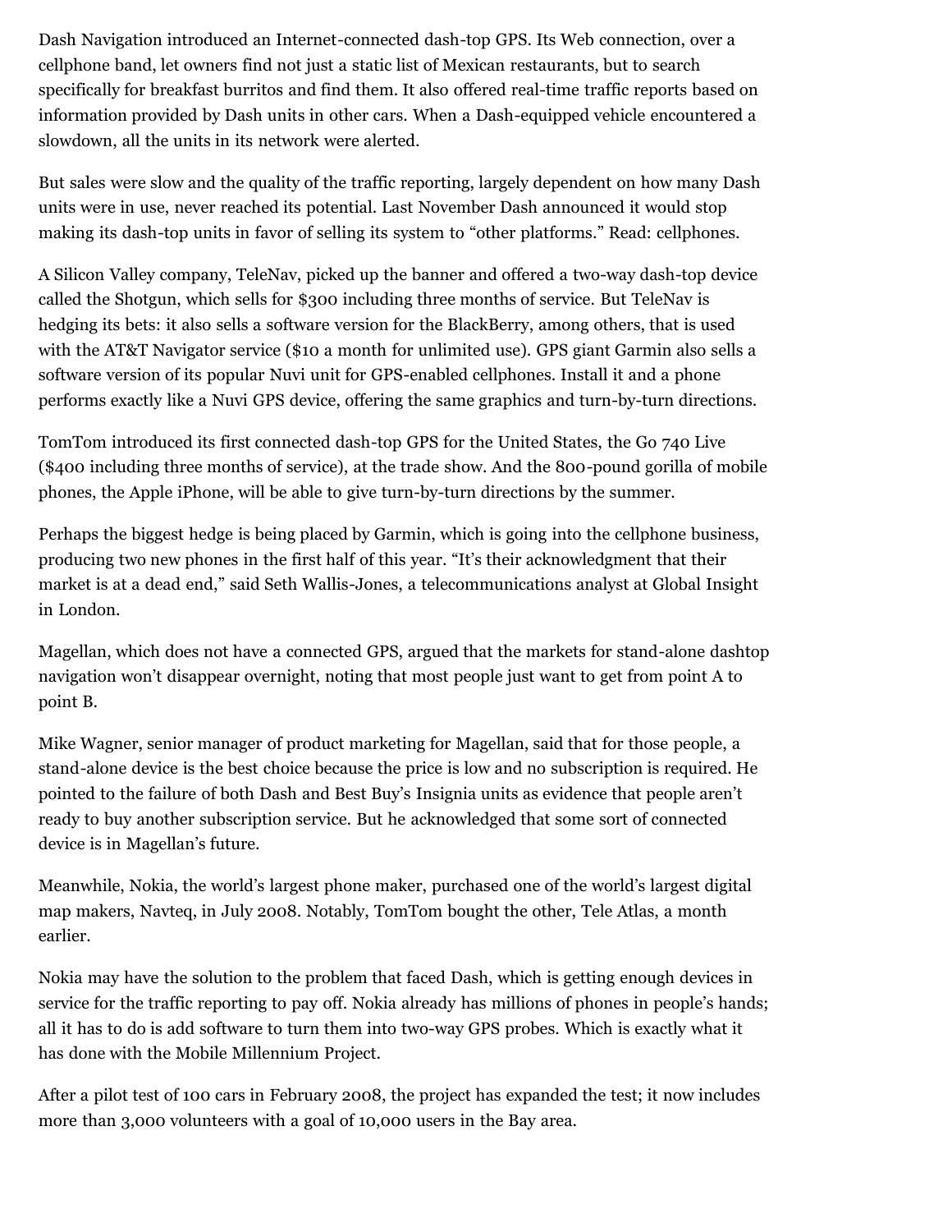Dash Navigation introduced an Internet-connected dash-top GPS. Its Web connection, over a cellphone band, let owners find not just a static list of Mexican restaurants, but to search specifically for breakfast burritos and find them. It also offered real-time traffic reports based on information provided by Dash units in other cars. When a Dash-equipped vehicle encountered a slowdown, all the units in its network were alerted.

But sales were slow and the quality of the traffic reporting, largely dependent on how many Dash units were in use, never reached its potential. Last November Dash announced it would stop making its dash-top units in favor of selling its system to "other platforms." Read: cellphones.

A Silicon Valley company, TeleNav, picked up the banner and offered a two-way dash-top device called the Shotgun, which sells for $300 including three months of service. But TeleNav is hedging its bets: it also sells a software version for the BlackBerry, among others, that is used with the AT&T Navigator service ($10 a month for unlimited use). GPS giant Garmin also sells a software version of its popular Nuvi unit for GPS-enabled cellphones. Install it and a phone performs exactly like a Nuvi GPS device, offering the same graphics and turn-by-turn directions.

TomTom introduced its first connected dash-top GPS for the United States, the Go 740 Live ($400 including three months of service), at the trade show. And the 800-pound gorilla of mobile phones, the Apple iPhone, will be able to give turn-by-turn directions by the summer.

Perhaps the biggest hedge is being placed by Garmin, which is going into the cellphone business, producing two new phones in the first half of this year. "It's their acknowledgment that their market is at a dead end," said Seth Wallis-Jones, a telecommunications analyst at Global Insight in London.

Magellan, which does not have a connected GPS, argued that the markets for stand-alone dashtop navigation won't disappear overnight, noting that most people just want to get from point A to point B.

Mike Wagner, senior manager of product marketing for Magellan, said that for those people, a stand-alone device is the best choice because the price is low and no subscription is required. He pointed to the failure of both Dash and Best Buy's Insignia units as evidence that people aren't ready to buy another subscription service. But he acknowledged that some sort of connected device is in Magellan's future.

Meanwhile, Nokia, the world's largest phone maker, purchased one of the world's largest digital map makers, Navteq, in July 2008. Notably, TomTom bought the other, Tele Atlas, a month earlier.

Nokia may have the solution to the problem that faced Dash, which is getting enough devices in service for the traffic reporting to pay off. Nokia already has millions of phones in people's hands; all it has to do is add software to turn them into two-way GPS probes. Which is exactly what it has done with the Mobile Millennium Project.

After a pilot test of 100 cars in February 2008, the project has expanded the test; it now includes more than 3,000 volunteers with a goal of 10,000 users in the Bay area.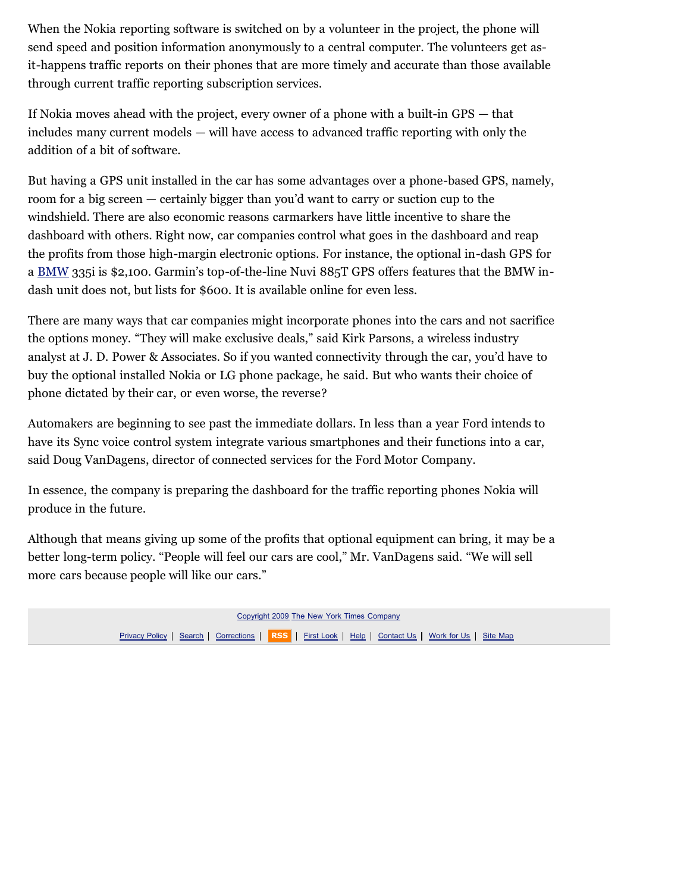When the Nokia reporting software is switched on by a volunteer in the project, the phone will send speed and position information anonymously to a central computer. The volunteers get as-it-happens traffic reports on their phones that are more timely and accurate than those available through current traffic reporting subscription services.

If Nokia moves ahead with the project, every owner of a phone with a built-in GPS — that includes many current models — will have access to advanced traffic reporting with only the addition of a bit of software.

But having a GPS unit installed in the car has some advantages over a phone-based GPS, namely, room for a big screen — certainly bigger than you'd want to carry or suction cup to the windshield. There are also economic reasons carmarkers have little incentive to share the dashboard with others. Right now, car companies control what goes in the dashboard and reap the profits from those high-margin electronic options. For instance, the optional in-dash GPS for a BMW 335i is $2,100. Garmin's top-of-the-line Nuvi 885T GPS offers features that the BMW in-dash unit does not, but lists for $600. It is available online for even less.

There are many ways that car companies might incorporate phones into the cars and not sacrifice the options money. "They will make exclusive deals," said Kirk Parsons, a wireless industry analyst at J. D. Power & Associates. So if you wanted connectivity through the car, you'd have to buy the optional installed Nokia or LG phone package, he said. But who wants their choice of phone dictated by their car, or even worse, the reverse?

Automakers are beginning to see past the immediate dollars. In less than a year Ford intends to have its Sync voice control system integrate various smartphones and their functions into a car, said Doug VanDagens, director of connected services for the Ford Motor Company.

In essence, the company is preparing the dashboard for the traffic reporting phones Nokia will produce in the future.

Although that means giving up some of the profits that optional equipment can bring, it may be a better long-term policy. "People will feel our cars are cool," Mr. VanDagens said. "We will sell more cars because people will like our cars."

Copyright 2009 The New York Times Company

Privacy Policy | Search | Corrections | RSS | First Look | Help | Contact Us | Work for Us | Site Map